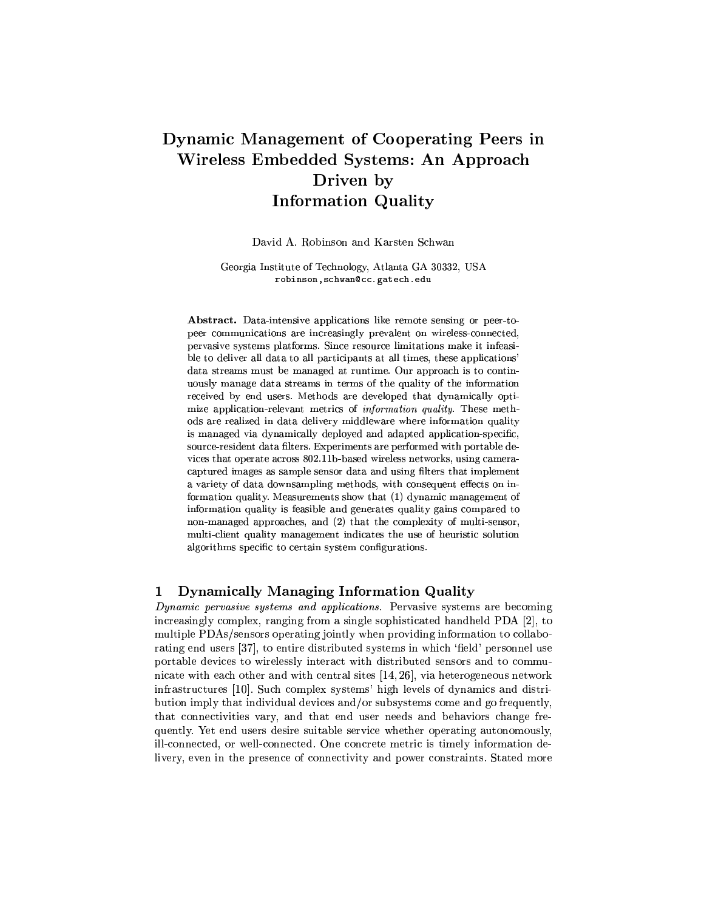# Dynamic Management of Cooperating Peers in Wireless Embedded Systems: An Approach Driven by Information Quality

David A. Robinson and Karsten Schwan

Georgia Institute of Technology, Atlanta GA 30332, USA
robinson,schwan@cc.gatech.edu

**Abstract.** Data-intensive applications like remote sensing or peer-to-peer communications are increasingly prevalent on wireless-connected, pervasive systems platforms. Since resource limitations make it infeasible to deliver all data to all participants at all times, these applications' data streams must be managed at runtime. Our approach is to continuously manage data streams in terms of the quality of the information received by end users. Methods are developed that dynamically optimize application-relevant metrics of *information quality*. These methods are realized in data delivery middleware where information quality is managed via dynamically deployed and adapted application-specific, source-resident data filters. Experiments are performed with portable devices that operate across 802.11b-based wireless networks, using camera-captured images as sample sensor data and using filters that implement a variety of data downsampling methods, with consequent effects on information quality. Measurements show that (1) dynamic management of information quality is feasible and generates quality gains compared to non-managed approaches, and (2) that the complexity of multi-sensor, multi-client quality management indicates the use of heuristic solution algorithms specific to certain system configurations.

## 1 Dynamically Managing Information Quality

*Dynamic pervasive systems and applications.* Pervasive systems are becoming increasingly complex, ranging from a single sophisticated handheld PDA [2], to multiple PDAs/sensors operating jointly when providing information to collaborating end users [37], to entire distributed systems in which 'field' personnel use portable devices to wirelessly interact with distributed sensors and to communicate with each other and with central sites [14, 26], via heterogeneous network infrastructures [10]. Such complex systems' high levels of dynamics and distribution imply that individual devices and/or subsystems come and go frequently, that connectivities vary, and that end user needs and behaviors change frequently. Yet end users desire suitable service whether operating autonomously, ill-connected, or well-connected. One concrete metric is timely information delivery, even in the presence of connectivity and power constraints. Stated more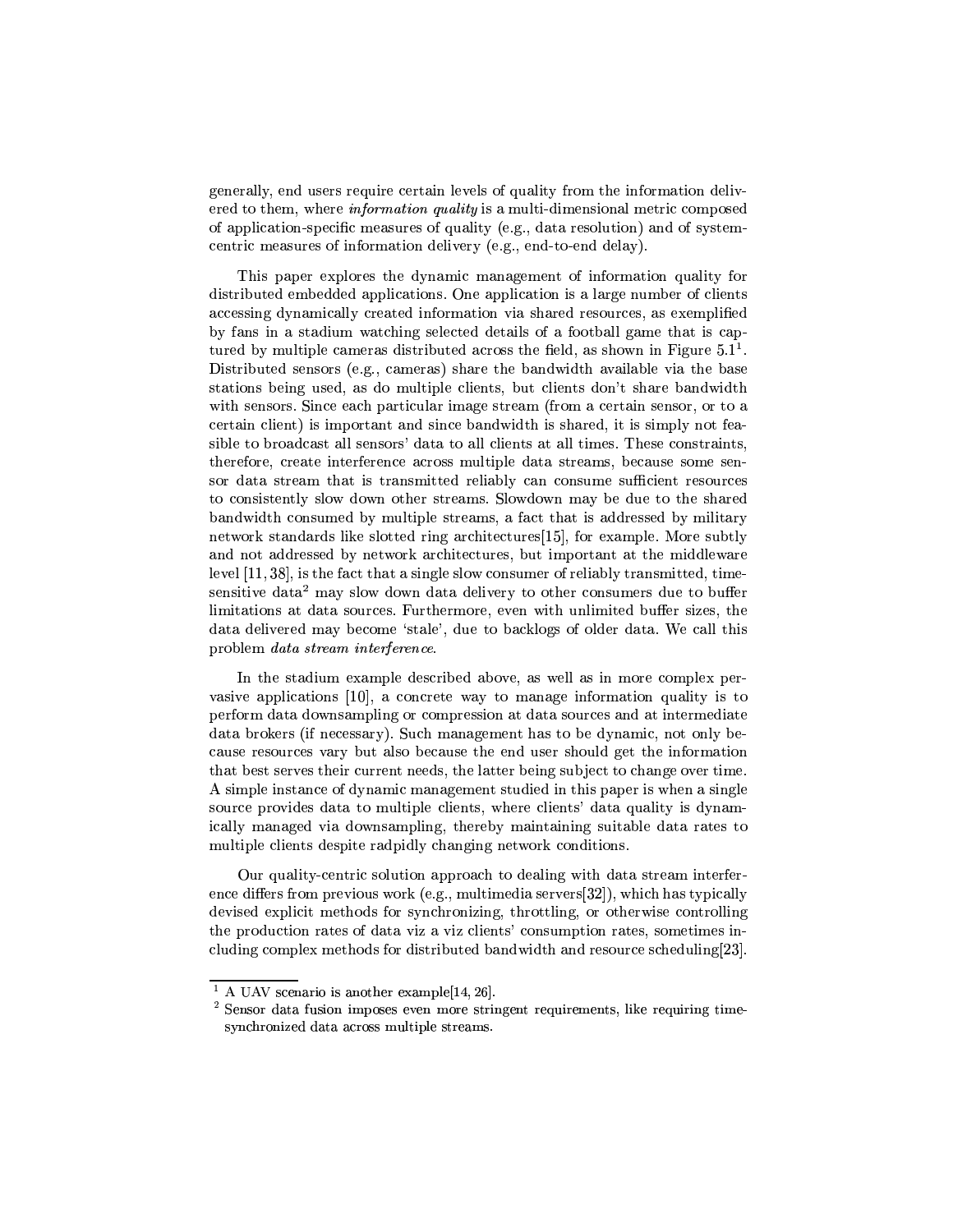generally, end users require certain levels of quality from the information delivered to them, where *information quality* is a multi-dimensional metric composed of application-specific measures of quality (e.g., data resolution) and of system-centric measures of information delivery (e.g., end-to-end delay).

This paper explores the dynamic management of information quality for distributed embedded applications. One application is a large number of clients accessing dynamically created information via shared resources, as exemplified by fans in a stadium watching selected details of a football game that is captured by multiple cameras distributed across the field, as shown in Figure 5.1[1]. Distributed sensors (e.g., cameras) share the bandwidth available via the base stations being used, as do multiple clients, but clients don't share bandwidth with sensors. Since each particular image stream (from a certain sensor, or to a certain client) is important and since bandwidth is shared, it is simply not feasible to broadcast all sensors' data to all clients at all times. These constraints, therefore, create interference across multiple data streams, because some sensor data stream that is transmitted reliably can consume sufficient resources to consistently slow down other streams. Slowdown may be due to the shared bandwidth consumed by multiple streams, a fact that is addressed by military network standards like slotted ring architectures[15], for example. More subtly and not addressed by network architectures, but important at the middleware level [11, 38], is the fact that a single slow consumer of reliably transmitted, time-sensitive data[2] may slow down data delivery to other consumers due to buffer limitations at data sources. Furthermore, even with unlimited buffer sizes, the data delivered may become 'stale', due to backlogs of older data. We call this problem *data stream interference*.

In the stadium example described above, as well as in more complex pervasive applications [10], a concrete way to manage information quality is to perform data downsampling or compression at data sources and at intermediate data brokers (if necessary). Such management has to be dynamic, not only because resources vary but also because the end user should get the information that best serves their current needs, the latter being subject to change over time. A simple instance of dynamic management studied in this paper is when a single source provides data to multiple clients, where clients' data quality is dynamically managed via downsampling, thereby maintaining suitable data rates to multiple clients despite radpidly changing network conditions.

Our quality-centric solution approach to dealing with data stream interference differs from previous work (e.g., multimedia servers[32]), which has typically devised explicit methods for synchronizing, throttling, or otherwise controlling the production rates of data viz a viz clients' consumption rates, sometimes including complex methods for distributed bandwidth and resource scheduling[23].

---

[1] A UAV scenario is another example[14, 26].

[2] Sensor data fusion imposes even more stringent requirements, like requiring time-synchronized data across multiple streams.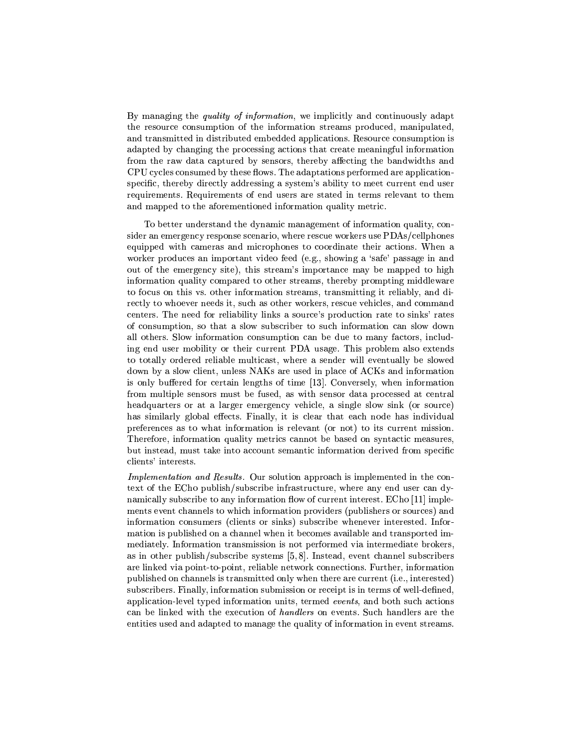By managing the *quality of information*, we implicitly and continuously adapt the resource consumption of the information streams produced, manipulated, and transmitted in distributed embedded applications. Resource consumption is adapted by changing the processing actions that create meaningful information from the raw data captured by sensors, thereby affecting the bandwidths and CPU cycles consumed by these flows. The adaptations performed are application-specific, thereby directly addressing a system's ability to meet current end user requirements. Requirements of end users are stated in terms relevant to them and mapped to the aforementioned information quality metric.

To better understand the dynamic management of information quality, consider an emergency response scenario, where rescue workers use PDAs/cellphones equipped with cameras and microphones to coordinate their actions. When a worker produces an important video feed (e.g., showing a 'safe' passage in and out of the emergency site), this stream's importance may be mapped to high information quality compared to other streams, thereby prompting middleware to focus on this vs. other information streams, transmitting it reliably, and directly to whoever needs it, such as other workers, rescue vehicles, and command centers. The need for reliability links a source's production rate to sinks' rates of consumption, so that a slow subscriber to such information can slow down all others. Slow information consumption can be due to many factors, including end user mobility or their current PDA usage. This problem also extends to totally ordered reliable multicast, where a sender will eventually be slowed down by a slow client, unless NAKs are used in place of ACKs and information is only buffered for certain lengths of time [13]. Conversely, when information from multiple sensors must be fused, as with sensor data processed at central headquarters or at a larger emergency vehicle, a single slow sink (or source) has similarly global effects. Finally, it is clear that each node has individual preferences as to what information is relevant (or not) to its current mission. Therefore, information quality metrics cannot be based on syntactic measures, but instead, must take into account semantic information derived from specific clients' interests.

*Implementation and Results.* Our solution approach is implemented in the context of the ECho publish/subscribe infrastructure, where any end user can dynamically subscribe to any information flow of current interest. ECho [11] implements event channels to which information providers (publishers or sources) and information consumers (clients or sinks) subscribe whenever interested. Information is published on a channel when it becomes available and transported immediately. Information transmission is not performed via intermediate brokers, as in other publish/subscribe systems [5, 8]. Instead, event channel subscribers are linked via point-to-point, reliable network connections. Further, information published on channels is transmitted only when there are current (i.e., interested) subscribers. Finally, information submission or receipt is in terms of well-defined, application-level typed information units, termed *events*, and both such actions can be linked with the execution of *handlers* on events. Such handlers are the entities used and adapted to manage the quality of information in event streams.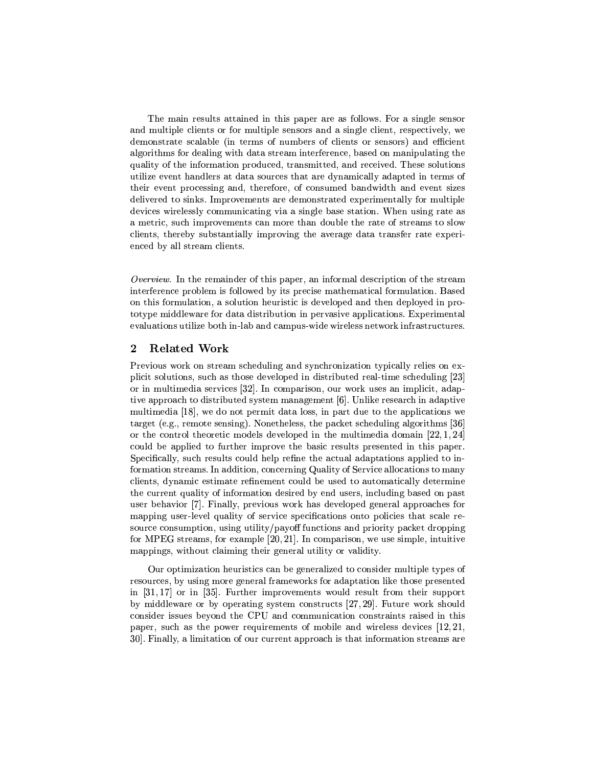The main results attained in this paper are as follows. For a single sensor and multiple clients or for multiple sensors and a single client, respectively, we demonstrate scalable (in terms of numbers of clients or sensors) and efficient algorithms for dealing with data stream interference, based on manipulating the quality of the information produced, transmitted, and received. These solutions utilize event handlers at data sources that are dynamically adapted in terms of their event processing and, therefore, of consumed bandwidth and event sizes delivered to sinks. Improvements are demonstrated experimentally for multiple devices wirelessly communicating via a single base station. When using rate as a metric, such improvements can more than double the rate of streams to slow clients, thereby substantially improving the average data transfer rate experienced by all stream clients.

*Overview.* In the remainder of this paper, an informal description of the stream interference problem is followed by its precise mathematical formulation. Based on this formulation, a solution heuristic is developed and then deployed in prototype middleware for data distribution in pervasive applications. Experimental evaluations utilize both in-lab and campus-wide wireless network infrastructures.

## 2 Related Work

Previous work on stream scheduling and synchronization typically relies on explicit solutions, such as those developed in distributed real-time scheduling [23] or in multimedia services [32]. In comparison, our work uses an implicit, adaptive approach to distributed system management [6]. Unlike research in adaptive multimedia [18], we do not permit data loss, in part due to the applications we target (e.g., remote sensing). Nonetheless, the packet scheduling algorithms [36] or the control theoretic models developed in the multimedia domain [22, 1, 24] could be applied to further improve the basic results presented in this paper. Specifically, such results could help refine the actual adaptations applied to information streams. In addition, concerning Quality of Service allocations to many clients, dynamic estimate refinement could be used to automatically determine the current quality of information desired by end users, including based on past user behavior [7]. Finally, previous work has developed general approaches for mapping user-level quality of service specifications onto policies that scale resource consumption, using utility/payoff functions and priority packet dropping for MPEG streams, for example [20, 21]. In comparison, we use simple, intuitive mappings, without claiming their general utility or validity.

Our optimization heuristics can be generalized to consider multiple types of resources, by using more general frameworks for adaptation like those presented in [31, 17] or in [35]. Further improvements would result from their support by middleware or by operating system constructs [27, 29]. Future work should consider issues beyond the CPU and communication constraints raised in this paper, such as the power requirements of mobile and wireless devices [12, 21, 30]. Finally, a limitation of our current approach is that information streams are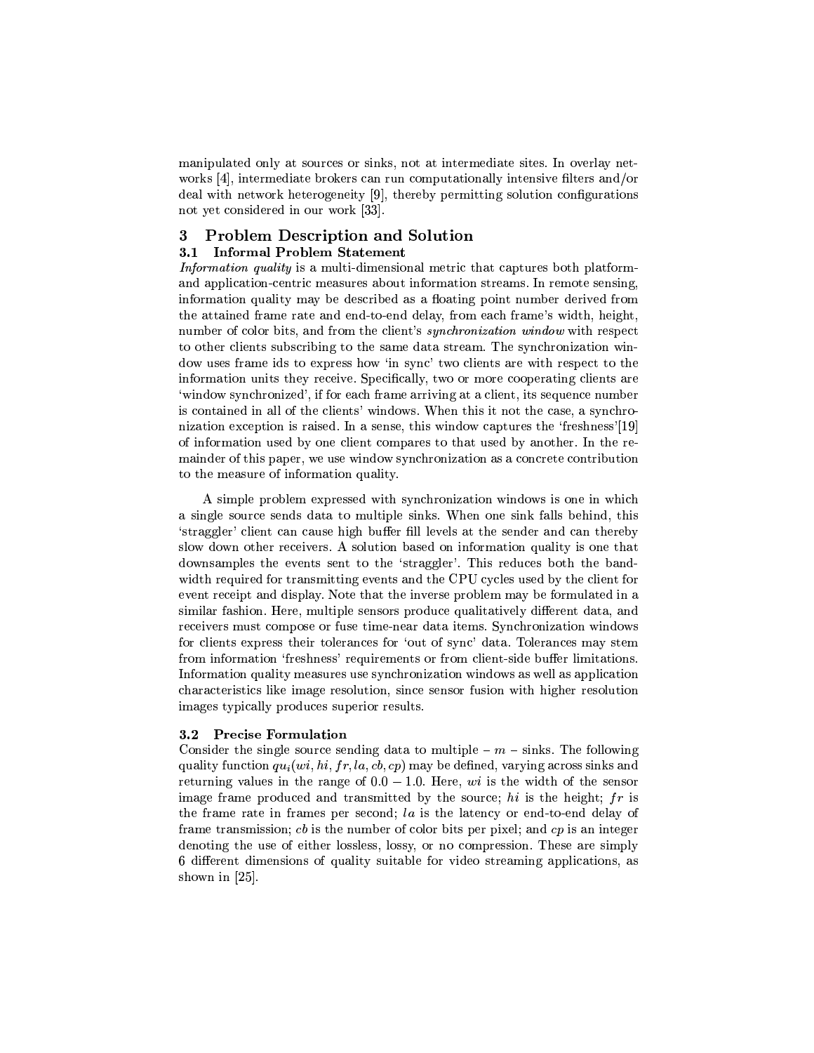manipulated only at sources or sinks, not at intermediate sites. In overlay networks [4], intermediate brokers can run computationally intensive filters and/or deal with network heterogeneity [9], thereby permitting solution configurations not yet considered in our work [33].

## 3 Problem Description and Solution

### 3.1 Informal Problem Statement

*Information quality* is a multi-dimensional metric that captures both platform- and application-centric measures about information streams. In remote sensing, information quality may be described as a floating point number derived from the attained frame rate and end-to-end delay, from each frame's width, height, number of color bits, and from the client's *synchronization window* with respect to other clients subscribing to the same data stream. The synchronization window uses frame ids to express how 'in sync' two clients are with respect to the information units they receive. Specifically, two or more cooperating clients are 'window synchronized', if for each frame arriving at a client, its sequence number is contained in all of the clients' windows. When this it not the case, a synchronization exception is raised. In a sense, this window captures the 'freshness'[19] of information used by one client compares to that used by another. In the remainder of this paper, we use window synchronization as a concrete contribution to the measure of information quality.

A simple problem expressed with synchronization windows is one in which a single source sends data to multiple sinks. When one sink falls behind, this 'straggler' client can cause high buffer fill levels at the sender and can thereby slow down other receivers. A solution based on information quality is one that downsamples the events sent to the 'straggler'. This reduces both the bandwidth required for transmitting events and the CPU cycles used by the client for event receipt and display. Note that the inverse problem may be formulated in a similar fashion. Here, multiple sensors produce qualitatively different data, and receivers must compose or fuse time-near data items. Synchronization windows for clients express their tolerances for 'out of sync' data. Tolerances may stem from information 'freshness' requirements or from client-side buffer limitations. Information quality measures use synchronization windows as well as application characteristics like image resolution, since sensor fusion with higher resolution images typically produces superior results.

### 3.2 Precise Formulation

Consider the single source sending data to multiple – $m$ – sinks. The following quality function $qu_i(wi, hi, fr, la, cb, cp)$ may be defined, varying across sinks and returning values in the range of $0.0 - 1.0$. Here, $wi$ is the width of the sensor image frame produced and transmitted by the source; $hi$ is the height; $fr$ is the frame rate in frames per second; $la$ is the latency or end-to-end delay of frame transmission; $cb$ is the number of color bits per pixel; and $cp$ is an integer denoting the use of either lossless, lossy, or no compression. These are simply 6 different dimensions of quality suitable for video streaming applications, as shown in [25].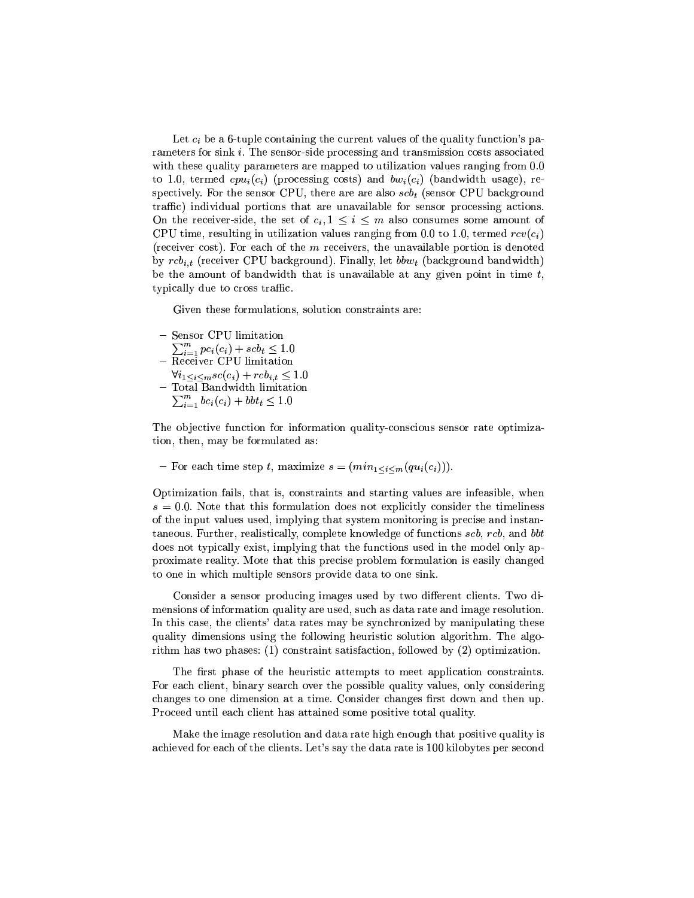Let $c_i$ be a 6-tuple containing the current values of the quality function's parameters for sink $i$. The sensor-side processing and transmission costs associated with these quality parameters are mapped to utilization values ranging from 0.0 to 1.0, termed $cpu_i(c_i)$ (processing costs) and $bw_i(c_i)$ (bandwidth usage), respectively. For the sensor CPU, there are are also $scb_t$ (sensor CPU background traffic) individual portions that are unavailable for sensor processing actions. On the receiver-side, the set of $c_i, 1 \leq i \leq m$ also consumes some amount of CPU time, resulting in utilization values ranging from 0.0 to 1.0, termed $rcv(c_i)$ (receiver cost). For each of the $m$ receivers, the unavailable portion is denoted by $rcb_{i,t}$ (receiver CPU background). Finally, let $bbw_t$ (background bandwidth) be the amount of bandwidth that is unavailable at any given point in time $t$, typically due to cross traffic.

Given these formulations, solution constraints are:

- Sensor CPU limitation
  $\sum_{i=1}^{m} pc_i(c_i) + scb_t \leq 1.0$
- Receiver CPU limitation
  $\forall i_{1 \leq i \leq m} sc(c_i) + rcb_{i,t} \leq 1.0$
- Total Bandwidth limitation
  $\sum_{i=1}^{m} bc_i(c_i) + bbt_t \leq 1.0$

The objective function for information quality-conscious sensor rate optimization, then, may be formulated as:

- For each time step $t$, maximize $s = (min_{1 \leq i \leq m}(qu_i(c_i)))$.

Optimization fails, that is, constraints and starting values are infeasible, when $s = 0.0$. Note that this formulation does not explicitly consider the timeliness of the input values used, implying that system monitoring is precise and instantaneous. Further, realistically, complete knowledge of functions $scb$, $rcb$, and $bbt$ does not typically exist, implying that the functions used in the model only approximate reality. Mote that this precise problem formulation is easily changed to one in which multiple sensors provide data to one sink.

Consider a sensor producing images used by two different clients. Two dimensions of information quality are used, such as data rate and image resolution. In this case, the clients' data rates may be synchronized by manipulating these quality dimensions using the following heuristic solution algorithm. The algorithm has two phases: (1) constraint satisfaction, followed by (2) optimization.

The first phase of the heuristic attempts to meet application constraints. For each client, binary search over the possible quality values, only considering changes to one dimension at a time. Consider changes first down and then up. Proceed until each client has attained some positive total quality.

Make the image resolution and data rate high enough that positive quality is achieved for each of the clients. Let's say the data rate is 100 kilobytes per second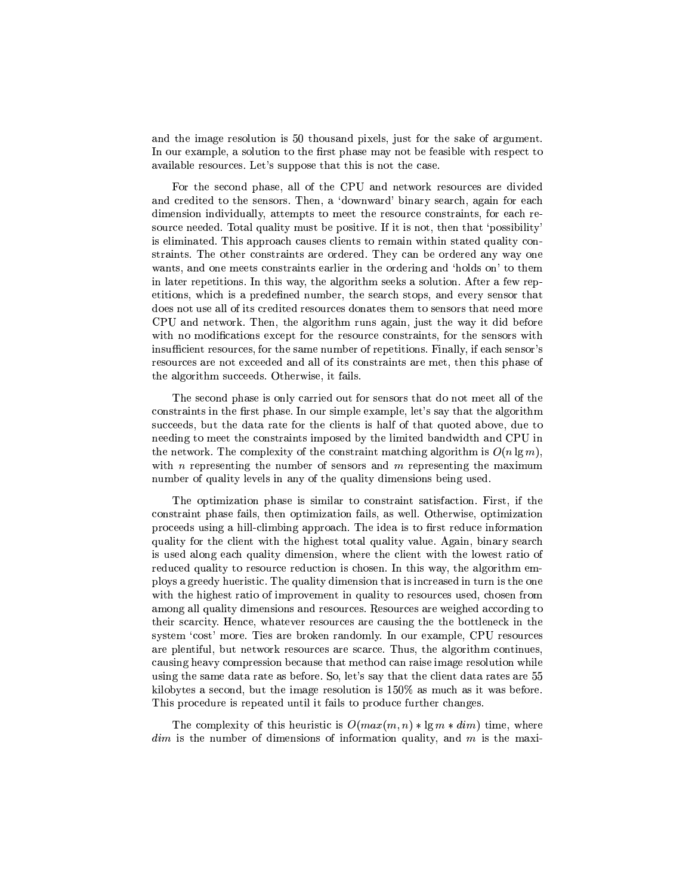and the image resolution is 50 thousand pixels, just for the sake of argument. In our example, a solution to the first phase may not be feasible with respect to available resources. Let's suppose that this is not the case.

For the second phase, all of the CPU and network resources are divided and credited to the sensors. Then, a 'downward' binary search, again for each dimension individually, attempts to meet the resource constraints, for each resource needed. Total quality must be positive. If it is not, then that 'possibility' is eliminated. This approach causes clients to remain within stated quality constraints. The other constraints are ordered. They can be ordered any way one wants, and one meets constraints earlier in the ordering and 'holds on' to them in later repetitions. In this way, the algorithm seeks a solution. After a few repetitions, which is a predefined number, the search stops, and every sensor that does not use all of its credited resources donates them to sensors that need more CPU and network. Then, the algorithm runs again, just the way it did before with no modifications except for the resource constraints, for the sensors with insufficient resources, for the same number of repetitions. Finally, if each sensor's resources are not exceeded and all of its constraints are met, then this phase of the algorithm succeeds. Otherwise, it fails.

The second phase is only carried out for sensors that do not meet all of the constraints in the first phase. In our simple example, let's say that the algorithm succeeds, but the data rate for the clients is half of that quoted above, due to needing to meet the constraints imposed by the limited bandwidth and CPU in the network. The complexity of the constraint matching algorithm is $O(n \lg m)$, with $n$ representing the number of sensors and $m$ representing the maximum number of quality levels in any of the quality dimensions being used.

The optimization phase is similar to constraint satisfaction. First, if the constraint phase fails, then optimization fails, as well. Otherwise, optimization proceeds using a hill-climbing approach. The idea is to first reduce information quality for the client with the highest total quality value. Again, binary search is used along each quality dimension, where the client with the lowest ratio of reduced quality to resource reduction is chosen. In this way, the algorithm employs a greedy hueristic. The quality dimension that is increased in turn is the one with the highest ratio of improvement in quality to resources used, chosen from among all quality dimensions and resources. Resources are weighed according to their scarcity. Hence, whatever resources are causing the the bottleneck in the system 'cost' more. Ties are broken randomly. In our example, CPU resources are plentiful, but network resources are scarce. Thus, the algorithm continues, causing heavy compression because that method can raise image resolution while using the same data rate as before. So, let's say that the client data rates are 55 kilobytes a second, but the image resolution is 150% as much as it was before. This procedure is repeated until it fails to produce further changes.

The complexity of this heuristic is $O(max(m, n) * \lg m * dim)$ time, where $dim$ is the number of dimensions of information quality, and $m$ is the maxi-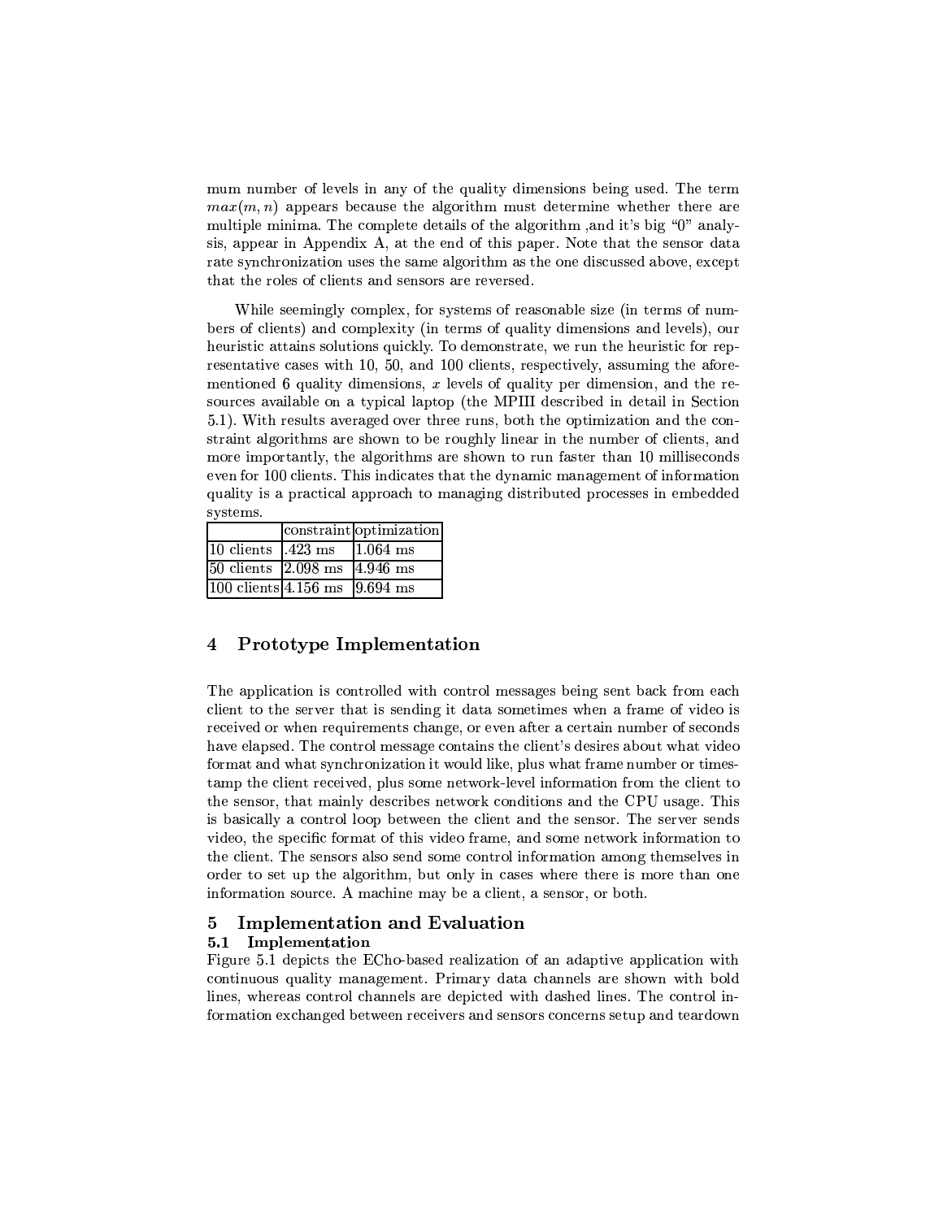mum number of levels in any of the quality dimensions being used. The term $max(m, n)$ appears because the algorithm must determine whether there are multiple minima. The complete details of the algorithm ,and it's big "0" analysis, appear in Appendix A, at the end of this paper. Note that the sensor data rate synchronization uses the same algorithm as the one discussed above, except that the roles of clients and sensors are reversed.

While seemingly complex, for systems of reasonable size (in terms of numbers of clients) and complexity (in terms of quality dimensions and levels), our heuristic attains solutions quickly. To demonstrate, we run the heuristic for representative cases with 10, 50, and 100 clients, respectively, assuming the aforementioned 6 quality dimensions, $x$ levels of quality per dimension, and the resources available on a typical laptop (the MPIII described in detail in Section 5.1). With results averaged over three runs, both the optimization and the constraint algorithms are shown to be roughly linear in the number of clients, and more importantly, the algorithms are shown to run faster than 10 milliseconds even for 100 clients. This indicates that the dynamic management of information quality is a practical approach to managing distributed processes in embedded systems.

| | constraint | optimization |
|---|---|---|
| 10 clients | .423 ms | 1.064 ms |
| 50 clients | 2.098 ms | 4.946 ms |
| 100 clients | 4.156 ms | 9.694 ms |

## 4 Prototype Implementation

The application is controlled with control messages being sent back from each client to the server that is sending it data sometimes when a frame of video is received or when requirements change, or even after a certain number of seconds have elapsed. The control message contains the client's desires about what video format and what synchronization it would like, plus what frame number or timestamp the client received, plus some network-level information from the client to the sensor, that mainly describes network conditions and the CPU usage. This is basically a control loop between the client and the sensor. The server sends video, the specific format of this video frame, and some network information to the client. The sensors also send some control information among themselves in order to set up the algorithm, but only in cases where there is more than one information source. A machine may be a client, a sensor, or both.

## 5 Implementation and Evaluation

### 5.1 Implementation

Figure 5.1 depicts the ECho-based realization of an adaptive application with continuous quality management. Primary data channels are shown with bold lines, whereas control channels are depicted with dashed lines. The control information exchanged between receivers and sensors concerns setup and teardown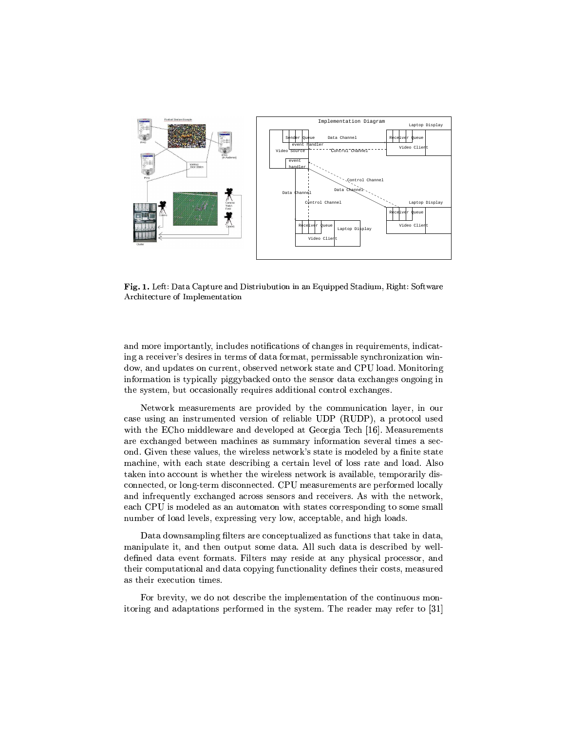**Fig. 1.** Left: Data Capture and Distriubution in an Equipped Stadium, Right: Software Architecture of Implementation

and more importantly, includes notifications of changes in requirements, indicating a receiver's desires in terms of data format, permissable synchronization window, and updates on current, observed network state and CPU load. Monitoring information is typically piggybacked onto the sensor data exchanges ongoing in the system, but occasionally requires additional control exchanges.

Network measurements are provided by the communication layer, in our case using an instrumented version of reliable UDP (RUDP), a protocol used with the ECho middleware and developed at Georgia Tech [16]. Measurements are exchanged between machines as summary information several times a second. Given these values, the wireless network's state is modeled by a finite state machine, with each state describing a certain level of loss rate and load. Also taken into account is whether the wireless network is available, temporarily disconnected, or long-term disconnected. CPU measurements are performed locally and infrequently exchanged across sensors and receivers. As with the network, each CPU is modeled as an automaton with states corresponding to some small number of load levels, expressing very low, acceptable, and high loads.

Data downsampling filters are conceptualized as functions that take in data, manipulate it, and then output some data. All such data is described by well-defined data event formats. Filters may reside at any physical processor, and their computational and data copying functionality defines their costs, measured as their execution times.

For brevity, we do not describe the implementation of the continuous monitoring and adaptations performed in the system. The reader may refer to [31]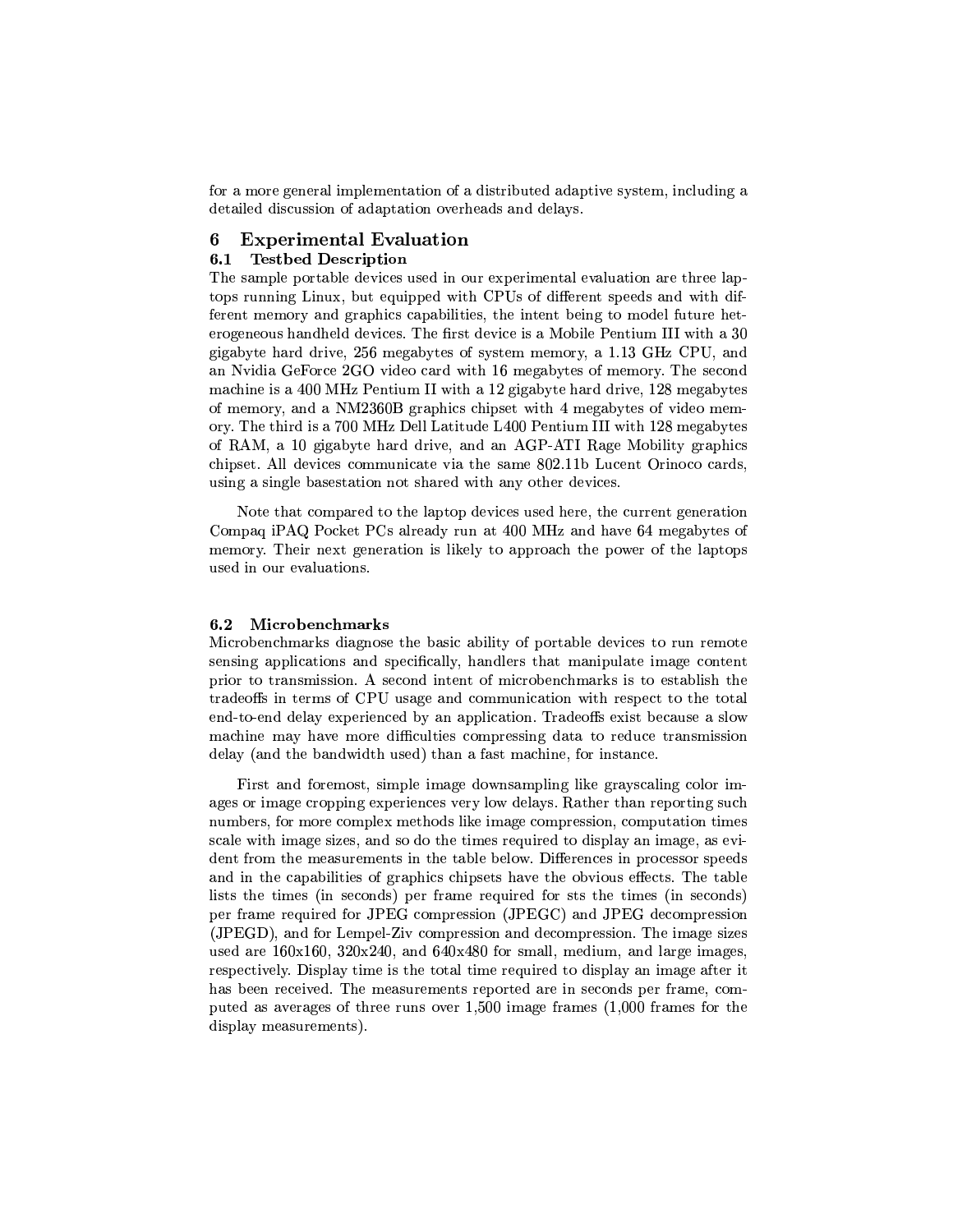for a more general implementation of a distributed adaptive system, including a detailed discussion of adaptation overheads and delays.

# 6 Experimental Evaluation

## 6.1 Testbed Description

The sample portable devices used in our experimental evaluation are three laptops running Linux, but equipped with CPUs of different speeds and with different memory and graphics capabilities, the intent being to model future heterogeneous handheld devices. The first device is a Mobile Pentium III with a 30 gigabyte hard drive, 256 megabytes of system memory, a 1.13 GHz CPU, and an Nvidia GeForce 2GO video card with 16 megabytes of memory. The second machine is a 400 MHz Pentium II with a 12 gigabyte hard drive, 128 megabytes of memory, and a NM2360B graphics chipset with 4 megabytes of video memory. The third is a 700 MHz Dell Latitude L400 Pentium III with 128 megabytes of RAM, a 10 gigabyte hard drive, and an AGP-ATI Rage Mobility graphics chipset. All devices communicate via the same 802.11b Lucent Orinoco cards, using a single basestation not shared with any other devices.

Note that compared to the laptop devices used here, the current generation Compaq iPAQ Pocket PCs already run at 400 MHz and have 64 megabytes of memory. Their next generation is likely to approach the power of the laptops used in our evaluations.

## 6.2 Microbenchmarks

Microbenchmarks diagnose the basic ability of portable devices to run remote sensing applications and specifically, handlers that manipulate image content prior to transmission. A second intent of microbenchmarks is to establish the tradeoffs in terms of CPU usage and communication with respect to the total end-to-end delay experienced by an application. Tradeoffs exist because a slow machine may have more difficulties compressing data to reduce transmission delay (and the bandwidth used) than a fast machine, for instance.

First and foremost, simple image downsampling like grayscaling color images or image cropping experiences very low delays. Rather than reporting such numbers, for more complex methods like image compression, computation times scale with image sizes, and so do the times required to display an image, as evident from the measurements in the table below. Differences in processor speeds and in the capabilities of graphics chipsets have the obvious effects. The table lists the times (in seconds) per frame required for sts the times (in seconds) per frame required for JPEG compression (JPEGC) and JPEG decompression (JPEGD), and for Lempel-Ziv compression and decompression. The image sizes used are 160x160, 320x240, and 640x480 for small, medium, and large images, respectively. Display time is the total time required to display an image after it has been received. The measurements reported are in seconds per frame, computed as averages of three runs over 1,500 image frames (1,000 frames for the display measurements).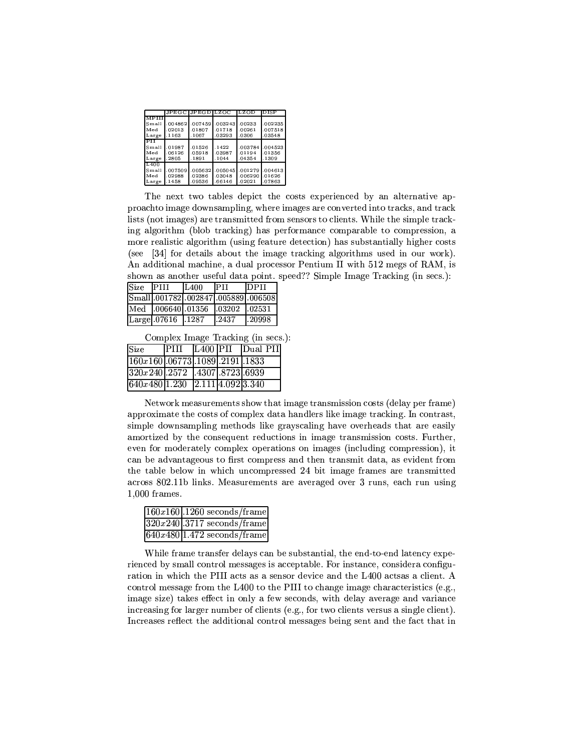| | JPEGC | JPEGD | LZOC | LZOD | DISP |
|---|---|---|---|---|---|
| MPIII | | | | | |
| Small | .004862 | .007459 | .003243 | .00233 | .002235 |
| Med | .02013 | .01807 | .01718 | .00261 | .007518 |
| Large | .1163 | .1067 | .03293 | .0306 | .03548 |
| PII | | | | | |
| Small | .01987 | .01526 | .1422 | .003784 | .004523 |
| Med | .06126 | .05918 | .03987 | .01194 | .01356 |
| Large | .2805 | .1891 | .1044 | .04354 | .1309 |
| L400 | | | | | |
| Small | .007509 | .005632 | .005045 | .001279 | .004613 |
| Med | .02988 | .02386 | .03048 | .006290 | .01626 |
| Large | .1458 | .09536 | .66146 | .02021 | .07863 |

The next two tables depict the costs experienced by an alternative approachto image downsampling, where images are converted into tracks, and track lists (not images) are transmitted from sensors to clients. While the simple tracking algorithm (blob tracking) has performance comparable to compression, a more realistic algorithm (using feature detection) has substantially higher costs (see [34] for details about the image tracking algorithms used in our work). An additional machine, a dual processor Pentium II with 512 megs of RAM, is shown as another useful data point. speed?? Simple Image Tracking (in secs.):

| Size | PIII | L400 | PII | DPII |
|---|---|---|---|---|
| Small | .001782 | .002847 | .005889 | .006508 |
| Med | .006640 | .01356 | .03202 | .02531 |
| Large | .07616 | .1287 | .2437 | .20998 |

Complex Image Tracking (in secs.):

| Size | PIII | L400 | PII | Dual PII |
|---|---|---|---|---|
| $160x160$ | .06773 | .1089 | .2191 | .1833 |
| $320x240$ | .2572 | .4307 | .8723 | .6939 |
| $640x480$ | 1.230 | 2.111 | 4.092 | 3.340 |

Network measurements show that image transmission costs (delay per frame) approximate the costs of complex data handlers like image tracking. In contrast, simple downsampling methods like grayscaling have overheads that are easily amortized by the consequent reductions in image transmission costs. Further, even for moderately complex operations on images (including compression), it can be advantageous to first compress and then transmit data, as evident from the table below in which uncompressed 24 bit image frames are transmitted across 802.11b links. Measurements are averaged over 3 runs, each run using 1,000 frames.

| | |
|---|---|
| $160x160$ | .1260 seconds/frame |
| $320x240$ | .3717 seconds/frame |
| $640x480$ | 1.472 seconds/frame |

While frame transfer delays can be substantial, the end-to-end latency experienced by small control messages is acceptable. For instance, considera configuration in which the PIII acts as a sensor device and the L400 actsas a client. A control message from the L400 to the PIII to change image characteristics (e.g., image size) takes effect in only a few seconds, with delay average and variance increasing for larger number of clients (e.g., for two clients versus a single client). Increases reflect the additional control messages being sent and the fact that in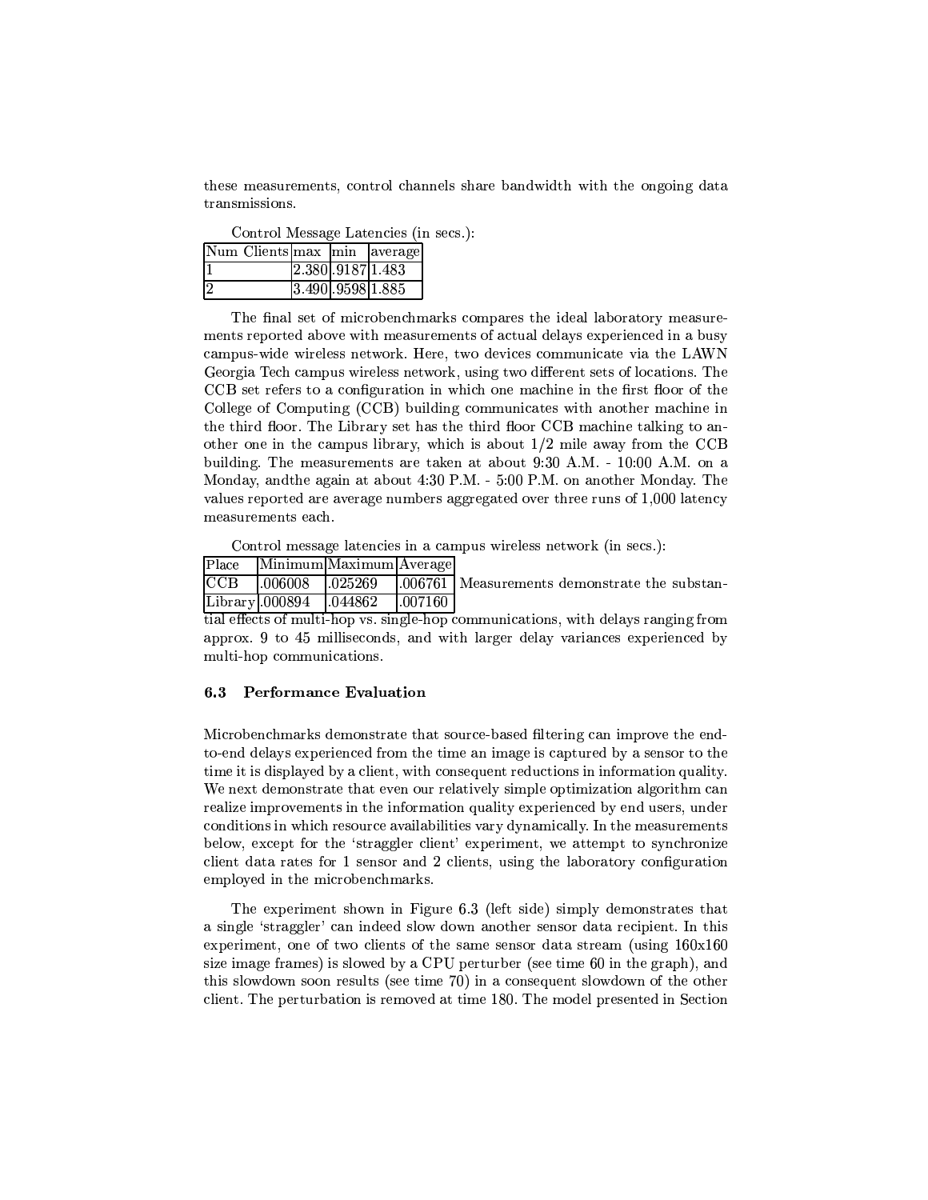these measurements, control channels share bandwidth with the ongoing data transmissions.

Control Message Latencies (in secs.):

| Num Clients | max | min | average |
|---|---|---|---|
| 1 | 2.380 | .9187 | 1.483 |
| 2 | 3.490 | .9598 | 1.885 |

The final set of microbenchmarks compares the ideal laboratory measurements reported above with measurements of actual delays experienced in a busy campus-wide wireless network. Here, two devices communicate via the LAWN Georgia Tech campus wireless network, using two different sets of locations. The CCB set refers to a configuration in which one machine in the first floor of the College of Computing (CCB) building communicates with another machine in the third floor. The Library set has the third floor CCB machine talking to another one in the campus library, which is about 1/2 mile away from the CCB building. The measurements are taken at about 9:30 A.M. - 10:00 A.M. on a Monday, andthe again at about 4:30 P.M. - 5:00 P.M. on another Monday. The values reported are average numbers aggregated over three runs of 1,000 latency measurements each.

Control message latencies in a campus wireless network (in secs.):

| Place | Minimum | Maximum | Average |
|---|---|---|---|
| CCB | .006008 | .025269 | .006761 |
| Library | .000894 | .044862 | .007160 |

Measurements demonstrate the substantial effects of multi-hop vs. single-hop communications, with delays ranging from approx. 9 to 45 milliseconds, and with larger delay variances experienced by multi-hop communications.

### 6.3 Performance Evaluation

Microbenchmarks demonstrate that source-based filtering can improve the end-to-end delays experienced from the time an image is captured by a sensor to the time it is displayed by a client, with consequent reductions in information quality. We next demonstrate that even our relatively simple optimization algorithm can realize improvements in the information quality experienced by end users, under conditions in which resource availabilities vary dynamically. In the measurements below, except for the 'straggler client' experiment, we attempt to synchronize client data rates for 1 sensor and 2 clients, using the laboratory configuration employed in the microbenchmarks.

The experiment shown in Figure 6.3 (left side) simply demonstrates that a single 'straggler' can indeed slow down another sensor data recipient. In this experiment, one of two clients of the same sensor data stream (using 160x160 size image frames) is slowed by a CPU perturber (see time 60 in the graph), and this slowdown soon results (see time 70) in a consequent slowdown of the other client. The perturbation is removed at time 180. The model presented in Section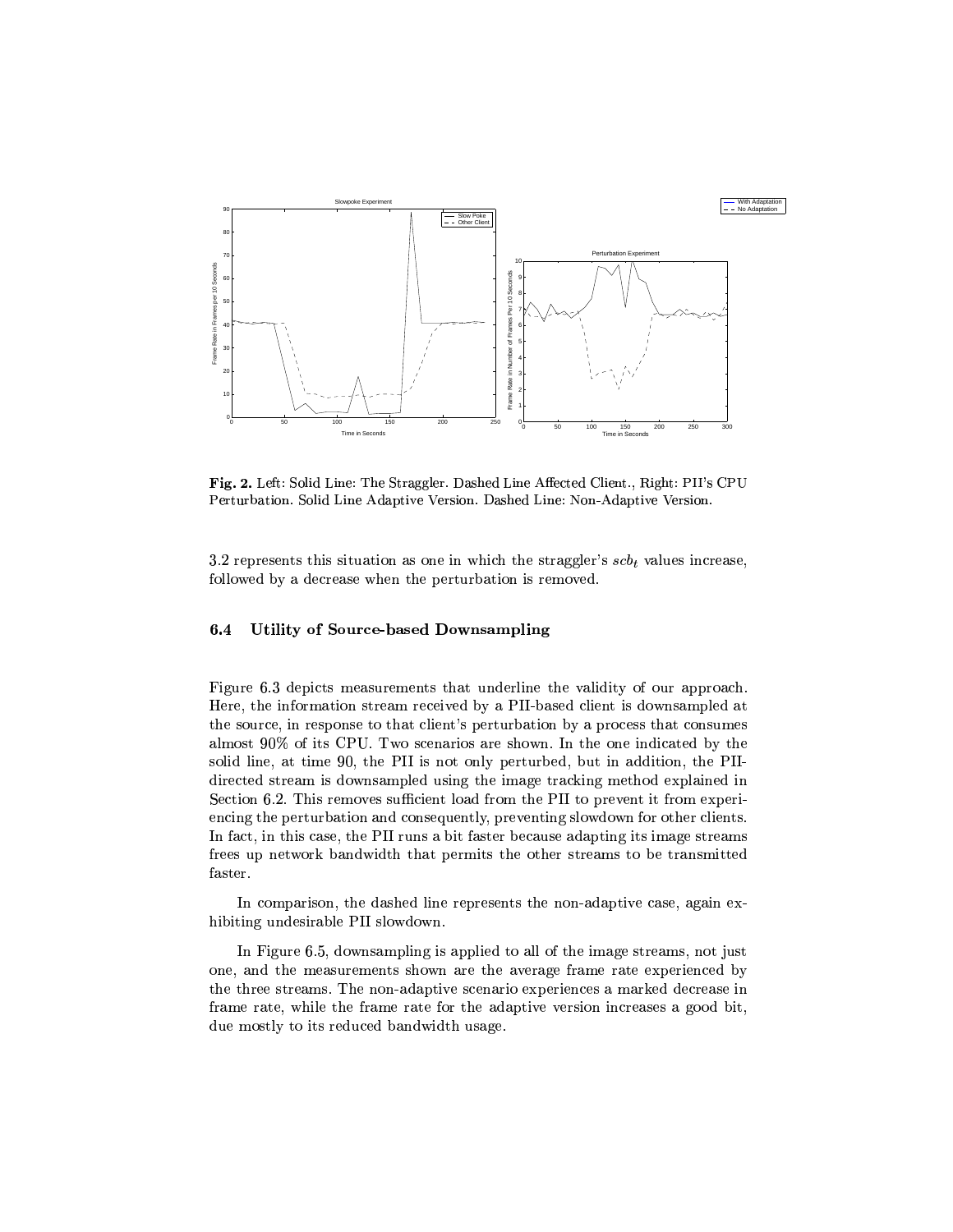**Fig. 2.** Left: Solid Line: The Straggler. Dashed Line Affected Client., Right: PII's CPU Perturbation. Solid Line Adaptive Version. Dashed Line: Non-Adaptive Version.

3.2 represents this situation as one in which the straggler's $scb_t$ values increase, followed by a decrease when the perturbation is removed.

### 6.4 Utility of Source-based Downsampling

Figure 6.3 depicts measurements that underline the validity of our approach. Here, the information stream received by a PII-based client is downsampled at the source, in response to that client's perturbation by a process that consumes almost 90% of its CPU. Two scenarios are shown. In the one indicated by the solid line, at time 90, the PII is not only perturbed, but in addition, the PII-directed stream is downsampled using the image tracking method explained in Section 6.2. This removes sufficient load from the PII to prevent it from experiencing the perturbation and consequently, preventing slowdown for other clients. In fact, in this case, the PII runs a bit faster because adapting its image streams frees up network bandwidth that permits the other streams to be transmitted faster.

In comparison, the dashed line represents the non-adaptive case, again exhibiting undesirable PII slowdown.

In Figure 6.5, downsampling is applied to all of the image streams, not just one, and the measurements shown are the average frame rate experienced by the three streams. The non-adaptive scenario experiences a marked decrease in frame rate, while the frame rate for the adaptive version increases a good bit, due mostly to its reduced bandwidth usage.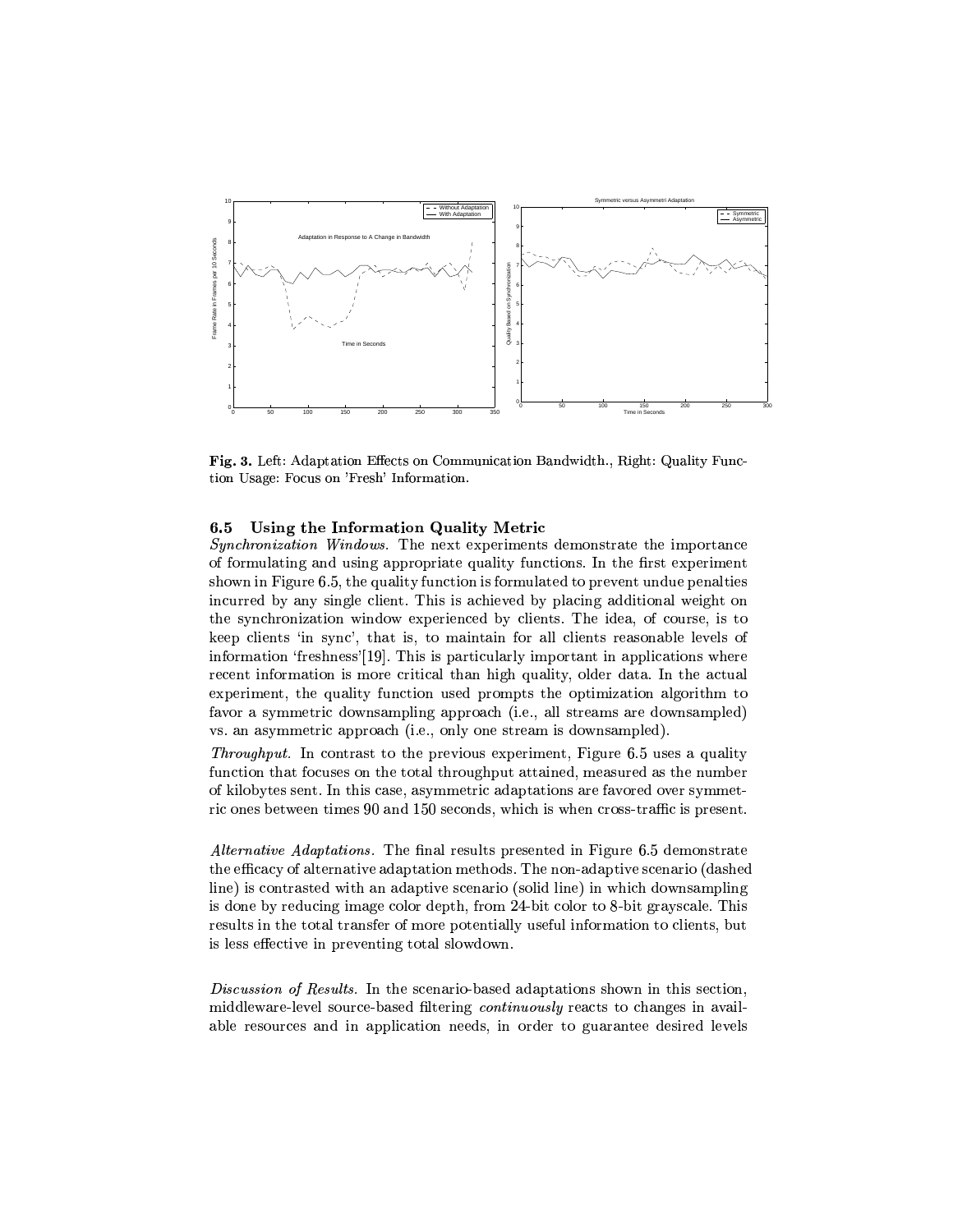**Fig. 3.** Left: Adaptation Effects on Communication Bandwidth., Right: Quality Function Usage: Focus on 'Fresh' Information.

### 6.5 Using the Information Quality Metric

*Synchronization Windows.* The next experiments demonstrate the importance of formulating and using appropriate quality functions. In the first experiment shown in Figure 6.5, the quality function is formulated to prevent undue penalties incurred by any single client. This is achieved by placing additional weight on the synchronization window experienced by clients. The idea, of course, is to keep clients 'in sync', that is, to maintain for all clients reasonable levels of information 'freshness'[19]. This is particularly important in applications where recent information is more critical than high quality, older data. In the actual experiment, the quality function used prompts the optimization algorithm to favor a symmetric downsampling approach (i.e., all streams are downsampled) vs. an asymmetric approach (i.e., only one stream is downsampled).

*Throughput.* In contrast to the previous experiment, Figure 6.5 uses a quality function that focuses on the total throughput attained, measured as the number of kilobytes sent. In this case, asymmetric adaptations are favored over symmetric ones between times 90 and 150 seconds, which is when cross-traffic is present.

*Alternative Adaptations.* The final results presented in Figure 6.5 demonstrate the efficacy of alternative adaptation methods. The non-adaptive scenario (dashed line) is contrasted with an adaptive scenario (solid line) in which downsampling is done by reducing image color depth, from 24-bit color to 8-bit grayscale. This results in the total transfer of more potentially useful information to clients, but is less effective in preventing total slowdown.

*Discussion of Results.* In the scenario-based adaptations shown in this section, middleware-level source-based filtering *continuously* reacts to changes in available resources and in application needs, in order to guarantee desired levels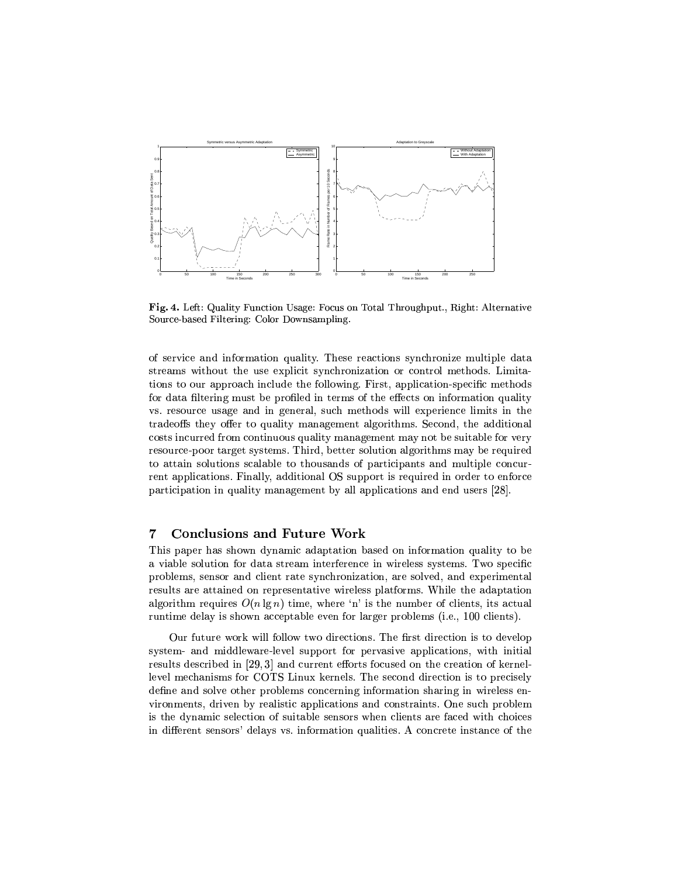**Fig. 4.** Left: Quality Function Usage: Focus on Total Throughput., Right: Alternative Source-based Filtering: Color Downsampling.

of service and information quality. These reactions synchronize multiple data streams without the use explicit synchronization or control methods. Limitations to our approach include the following. First, application-specific methods for data filtering must be profiled in terms of the effects on information quality vs. resource usage and in general, such methods will experience limits in the tradeoffs they offer to quality management algorithms. Second, the additional costs incurred from continuous quality management may not be suitable for very resource-poor target systems. Third, better solution algorithms may be required to attain solutions scalable to thousands of participants and multiple concurrent applications. Finally, additional OS support is required in order to enforce participation in quality management by all applications and end users [28].

## 7 Conclusions and Future Work

This paper has shown dynamic adaptation based on information quality to be a viable solution for data stream interference in wireless systems. Two specific problems, sensor and client rate synchronization, are solved, and experimental results are attained on representative wireless platforms. While the adaptation algorithm requires $O(n \lg n)$ time, where 'n' is the number of clients, its actual runtime delay is shown acceptable even for larger problems (i.e., 100 clients).

Our future work will follow two directions. The first direction is to develop system- and middleware-level support for pervasive applications, with initial results described in [29, 3] and current efforts focused on the creation of kernel-level mechanisms for COTS Linux kernels. The second direction is to precisely define and solve other problems concerning information sharing in wireless environments, driven by realistic applications and constraints. One such problem is the dynamic selection of suitable sensors when clients are faced with choices in different sensors' delays vs. information qualities. A concrete instance of the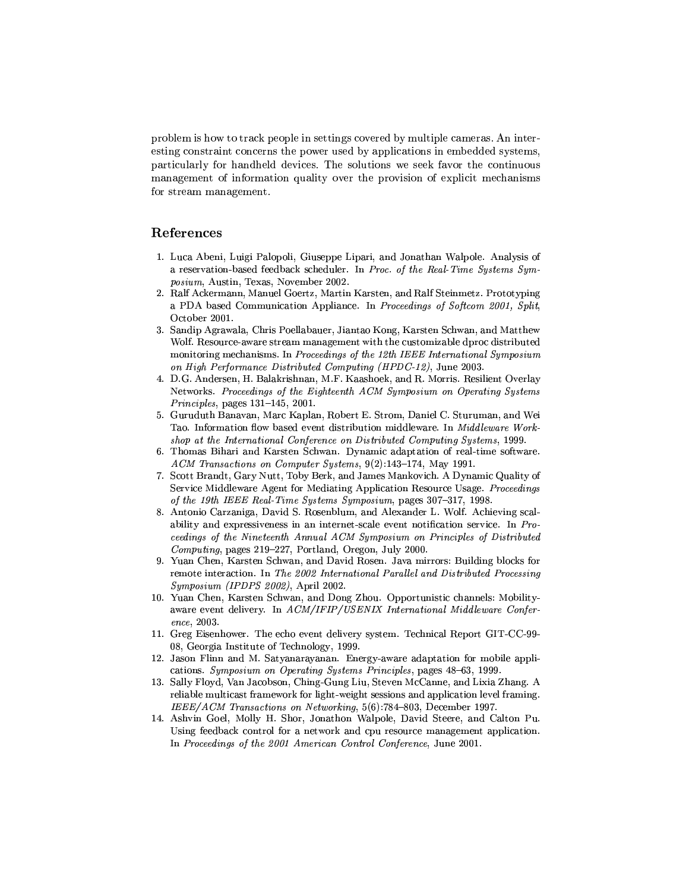problem is how to track people in settings covered by multiple cameras. An interesting constraint concerns the power used by applications in embedded systems, particularly for handheld devices. The solutions we seek favor the continuous management of information quality over the provision of explicit mechanisms for stream management.

## References

1. Luca Abeni, Luigi Palopoli, Giuseppe Lipari, and Jonathan Walpole. Analysis of a reservation-based feedback scheduler. In *Proc. of the Real-Time Systems Symposium*, Austin, Texas, November 2002.
2. Ralf Ackermann, Manuel Goertz, Martin Karsten, and Ralf Steinmetz. Prototyping a PDA based Communication Appliance. In *Proceedings of Softcom 2001, Split*, October 2001.
3. Sandip Agrawala, Chris Poellabauer, Jiantao Kong, Karsten Schwan, and Matthew Wolf. Resource-aware stream management with the customizable dproc distributed monitoring mechanisms. In *Proceedings of the 12th IEEE International Symposium on High Performance Distributed Computing (HPDC-12)*, June 2003.
4. D.G. Andersen, H. Balakrishnan, M.F. Kaashoek, and R. Morris. Resilient Overlay Networks. *Proceedings of the Eighteenth ACM Symposium on Operating Systems Principles*, pages 131–145, 2001.
5. Guruduth Banavan, Marc Kaplan, Robert E. Strom, Daniel C. Sturuman, and Wei Tao. Information flow based event distribution middleware. In *Middleware Workshop at the International Conference on Distributed Computing Systems*, 1999.
6. Thomas Bihari and Karsten Schwan. Dynamic adaptation of real-time software. *ACM Transactions on Computer Systems*, 9(2):143–174, May 1991.
7. Scott Brandt, Gary Nutt, Toby Berk, and James Mankovich. A Dynamic Quality of Service Middleware Agent for Mediating Application Resource Usage. *Proceedings of the 19th IEEE Real-Time Systems Symposium*, pages 307–317, 1998.
8. Antonio Carzaniga, David S. Rosenblum, and Alexander L. Wolf. Achieving scalability and expressiveness in an internet-scale event notification service. In *Proceedings of the Nineteenth Annual ACM Symposium on Principles of Distributed Computing*, pages 219–227, Portland, Oregon, July 2000.
9. Yuan Chen, Karsten Schwan, and David Rosen. Java mirrors: Building blocks for remote interaction. In *The 2002 International Parallel and Distributed Processing Symposium (IPDPS 2002)*, April 2002.
10. Yuan Chen, Karsten Schwan, and Dong Zhou. Opportunistic channels: Mobility-aware event delivery. In *ACM/IFIP/USENIX International Middleware Conference*, 2003.
11. Greg Eisenhower. The echo event delivery system. Technical Report GIT-CC-99-08, Georgia Institute of Technology, 1999.
12. Jason Flinn and M. Satyanarayanan. Energy-aware adaptation for mobile applications. *Symposium on Operating Systems Principles*, pages 48–63, 1999.
13. Sally Floyd, Van Jacobson, Ching-Gung Liu, Steven McCanne, and Lixia Zhang. A reliable multicast framework for light-weight sessions and application level framing. *IEEE/ACM Transactions on Networking*, 5(6):784–803, December 1997.
14. Ashvin Goel, Molly H. Shor, Jonathon Walpole, David Steere, and Calton Pu. Using feedback control for a network and cpu resource management application. In *Proceedings of the 2001 American Control Conference*, June 2001.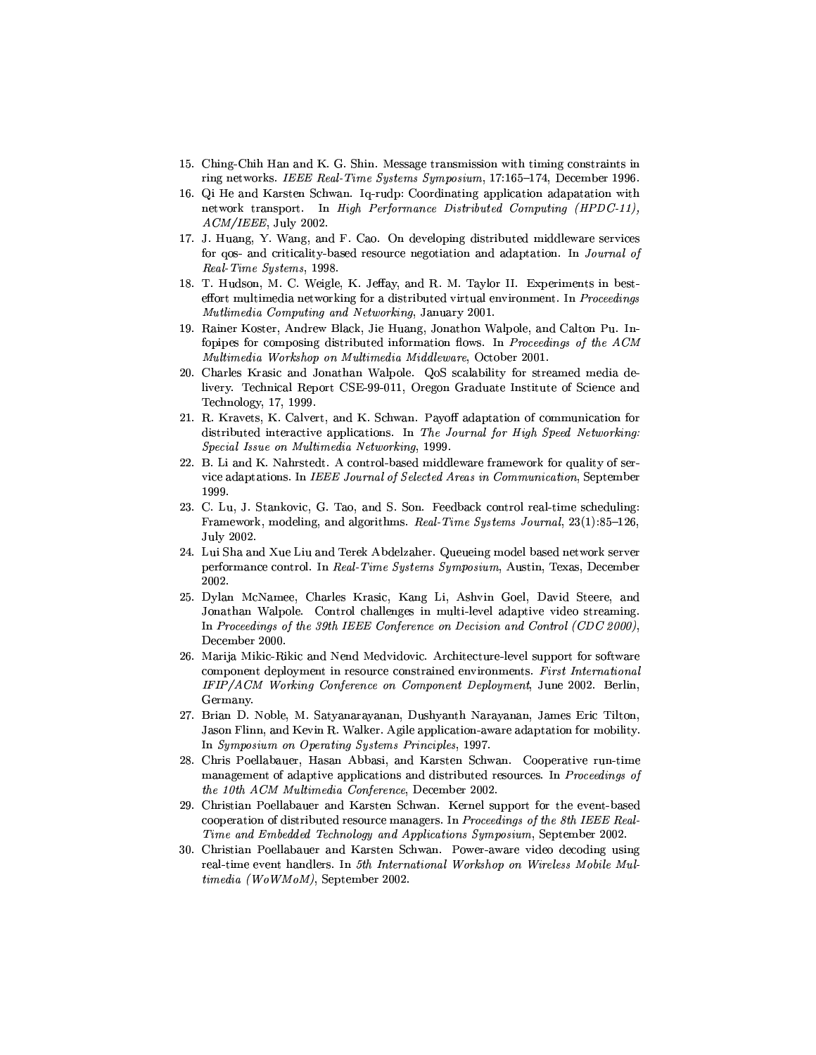15. Ching-Chih Han and K. G. Shin. Message transmission with timing constraints in ring networks. *IEEE Real-Time Systems Symposium*, 17:165–174, December 1996.
16. Qi He and Karsten Schwan. Iq-rudp: Coordinating application adapatation with network transport. In *High Performance Distributed Computing (HPDC-11), ACM/IEEE*, July 2002.
17. J. Huang, Y. Wang, and F. Cao. On developing distributed middleware services for qos- and criticality-based resource negotiation and adaptation. In *Journal of Real-Time Systems*, 1998.
18. T. Hudson, M. C. Weigle, K. Jeffay, and R. M. Taylor II. Experiments in best-effort multimedia networking for a distributed virtual environment. In *Proceedings Mutlimedia Computing and Networking*, January 2001.
19. Rainer Koster, Andrew Black, Jie Huang, Jonathon Walpole, and Calton Pu. Infopipes for composing distributed information flows. In *Proceedings of the ACM Multimedia Workshop on Multimedia Middleware*, October 2001.
20. Charles Krasic and Jonathan Walpole. QoS scalability for streamed media delivery. Technical Report CSE-99-011, Oregon Graduate Institute of Science and Technology, 17, 1999.
21. R. Kravets, K. Calvert, and K. Schwan. Payoff adaptation of communication for distributed interactive applications. In *The Journal for High Speed Networking: Special Issue on Multimedia Networking*, 1999.
22. B. Li and K. Nahrstedt. A control-based middleware framework for quality of service adaptations. In *IEEE Journal of Selected Areas in Communication*, September 1999.
23. C. Lu, J. Stankovic, G. Tao, and S. Son. Feedback control real-time scheduling: Framework, modeling, and algorithms. *Real-Time Systems Journal*, 23(1):85–126, July 2002.
24. Lui Sha and Xue Liu and Terek Abdelzaher. Queueing model based network server performance control. In *Real-Time Systems Symposium*, Austin, Texas, December 2002.
25. Dylan McNamee, Charles Krasic, Kang Li, Ashvin Goel, David Steere, and Jonathan Walpole. Control challenges in multi-level adaptive video streaming. In *Proceedings of the 39th IEEE Conference on Decision and Control (CDC 2000)*, December 2000.
26. Marija Mikic-Rikic and Nend Medvidovic. Architecture-level support for software component deployment in resource constrained environments. *First International IFIP/ACM Working Conference on Component Deployment*, June 2002. Berlin, Germany.
27. Brian D. Noble, M. Satyanarayanan, Dushyanth Narayanan, James Eric Tilton, Jason Flinn, and Kevin R. Walker. Agile application-aware adaptation for mobility. In *Symposium on Operating Systems Principles*, 1997.
28. Chris Poellabauer, Hasan Abbasi, and Karsten Schwan. Cooperative run-time management of adaptive applications and distributed resources. In *Proceedings of the 10th ACM Multimedia Conference*, December 2002.
29. Christian Poellabauer and Karsten Schwan. Kernel support for the event-based cooperation of distributed resource managers. In *Proceedings of the 8th IEEE Real-Time and Embedded Technology and Applications Symposium*, September 2002.
30. Christian Poellabauer and Karsten Schwan. Power-aware video decoding using real-time event handlers. In *5th International Workshop on Wireless Mobile Multimedia (WoWMoM)*, September 2002.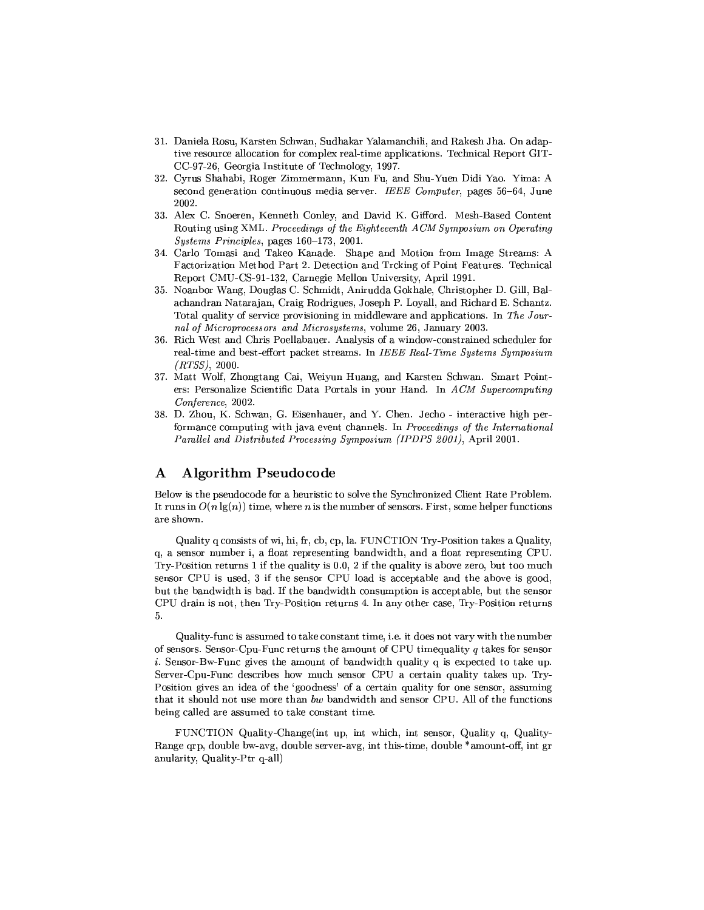31. Daniela Rosu, Karsten Schwan, Sudhakar Yalamanchili, and Rakesh Jha. On adaptive resource allocation for complex real-time applications. Technical Report GIT-CC-97-26, Georgia Institute of Technology, 1997.
32. Cyrus Shahabi, Roger Zimmermann, Kun Fu, and Shu-Yuen Didi Yao. Yima: A second generation continuous media server. *IEEE Computer*, pages 56–64, June 2002.
33. Alex C. Snoeren, Kenneth Conley, and David K. Gifford. Mesh-Based Content Routing using XML. *Proceedings of the Eighteenth ACM Symposium on Operating Systems Principles*, pages 160–173, 2001.
34. Carlo Tomasi and Takeo Kanade. Shape and Motion from Image Streams: A Factorization Method Part 2. Detection and Trcking of Point Features. Technical Report CMU-CS-91-132, Carnegie Mellon University, April 1991.
35. Noanbor Wang, Douglas C. Schmidt, Anirudda Gokhale, Christopher D. Gill, Balachandran Natarajan, Craig Rodrigues, Joseph P. Loyall, and Richard E. Schantz. Total quality of service provisioning in middleware and applications. In *The Journal of Microprocessors and Microsystems*, volume 26, January 2003.
36. Rich West and Chris Poellabauer. Analysis of a window-constrained scheduler for real-time and best-effort packet streams. In *IEEE Real-Time Systems Symposium (RTSS)*, 2000.
37. Matt Wolf, Zhongtang Cai, Weiyun Huang, and Karsten Schwan. Smart Pointers: Personalize Scientific Data Portals in your Hand. In *ACM Supercomputing Conference*, 2002.
38. D. Zhou, K. Schwan, G. Eisenhauer, and Y. Chen. Jecho - interactive high performance computing with java event channels. In *Proceedings of the International Parallel and Distributed Processing Symposium (IPDPS 2001)*, April 2001.

# A Algorithm Pseudocode

Below is the pseudocode for a heuristic to solve the Synchronized Client Rate Problem. It runs in $O(n \lg(n))$ time, where $n$ is the number of sensors. First, some helper functions are shown.

Quality q consists of wi, hi, fr, cb, cp, la. FUNCTION Try-Position takes a Quality, q, a sensor number i, a float representing bandwidth, and a float representing CPU. Try-Position returns 1 if the quality is 0.0, 2 if the quality is above zero, but too much sensor CPU is used, 3 if the sensor CPU load is acceptable and the above is good, but the bandwidth is bad. If the bandwidth consumption is acceptable, but the sensor CPU drain is not, then Try-Position returns 4. In any other case, Try-Position returns 5.

Quality-func is assumed to take constant time, i.e. it does not vary with the number of sensors. Sensor-Cpu-Func returns the amount of CPU timequality $q$ takes for sensor $i$. Sensor-Bw-Func gives the amount of bandwidth quality q is expected to take up. Server-Cpu-Func describes how much sensor CPU a certain quality takes up. Try-Position gives an idea of the 'goodness' of a certain quality for one sensor, assuming that it should not use more than *bw* bandwidth and sensor CPU. All of the functions being called are assumed to take constant time.

FUNCTION Quality-Change(int up, int which, int sensor, Quality q, Quality-Range qrp, double bw-avg, double server-avg, int this-time, double *amount-off, int gr anularity, Quality-Ptr q-all)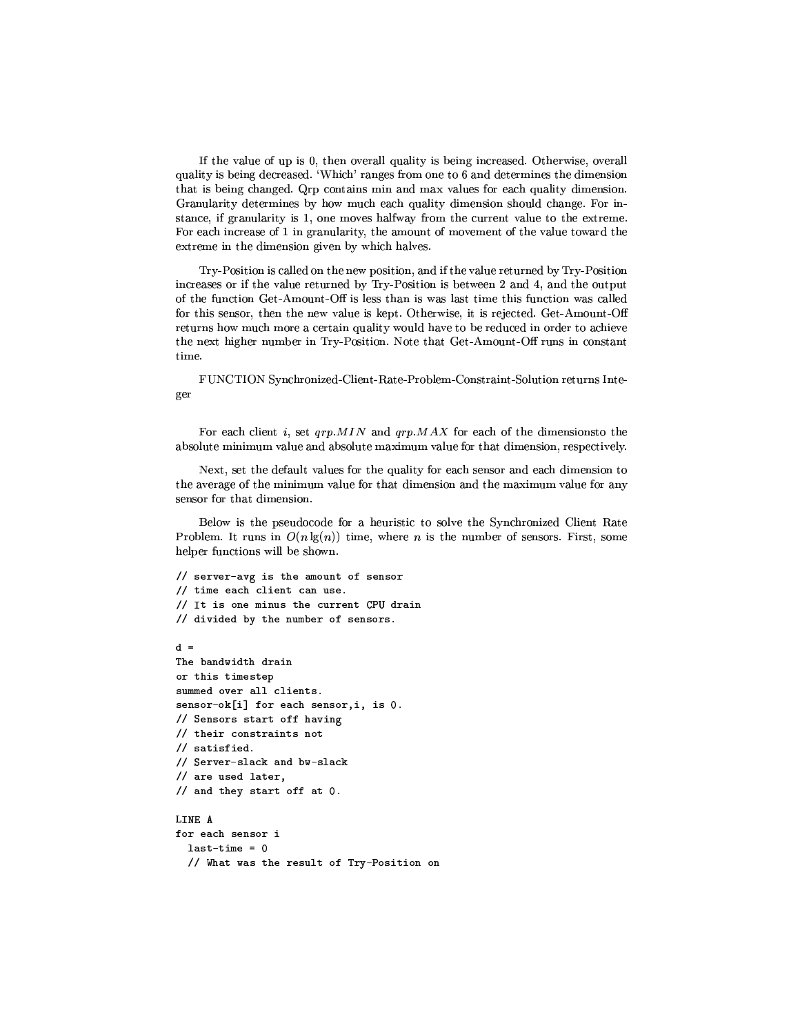If the value of up is 0, then overall quality is being increased. Otherwise, overall quality is being decreased. 'Which' ranges from one to 6 and determines the dimension that is being changed. Qrp contains min and max values for each quality dimension. Granularity determines by how much each quality dimension should change. For instance, if granularity is 1, one moves halfway from the current value to the extreme. For each increase of 1 in granularity, the amount of movement of the value toward the extreme in the dimension given by which halves.

Try-Position is called on the new position, and if the value returned by Try-Position increases or if the value returned by Try-Position is between 2 and 4, and the output of the function Get-Amount-Off is less than is was last time this function was called for this sensor, then the new value is kept. Otherwise, it is rejected. Get-Amount-Off returns how much more a certain quality would have to be reduced in order to achieve the next higher number in Try-Position. Note that Get-Amount-Off runs in constant time.

FUNCTION Synchronized-Client-Rate-Problem-Constraint-Solution returns Integer

For each client $i$, set $qrp.MIN$ and $qrp.MAX$ for each of the dimensionsto the absolute minimum value and absolute maximum value for that dimension, respectively.

Next, set the default values for the quality for each sensor and each dimension to the average of the minimum value for that dimension and the maximum value for any sensor for that dimension.

Below is the pseudocode for a heuristic to solve the Synchronized Client Rate Problem. It runs in $O(n \lg(n))$ time, where $n$ is the number of sensors. First, some helper functions will be shown.

```
// server-avg is the amount of sensor
// time each client can use.
// It is one minus the current CPU drain
// divided by the number of sensors.

d =
The bandwidth drain
or this timestep
summed over all clients.
sensor-ok[i] for each sensor,i, is 0.
// Sensors start off having
// their constraints not
// satisfied.
// Server-slack and bw-slack
// are used later,
// and they start off at 0.

LINE A
for each sensor i
  last-time = 0
  // What was the result of Try-Position on
```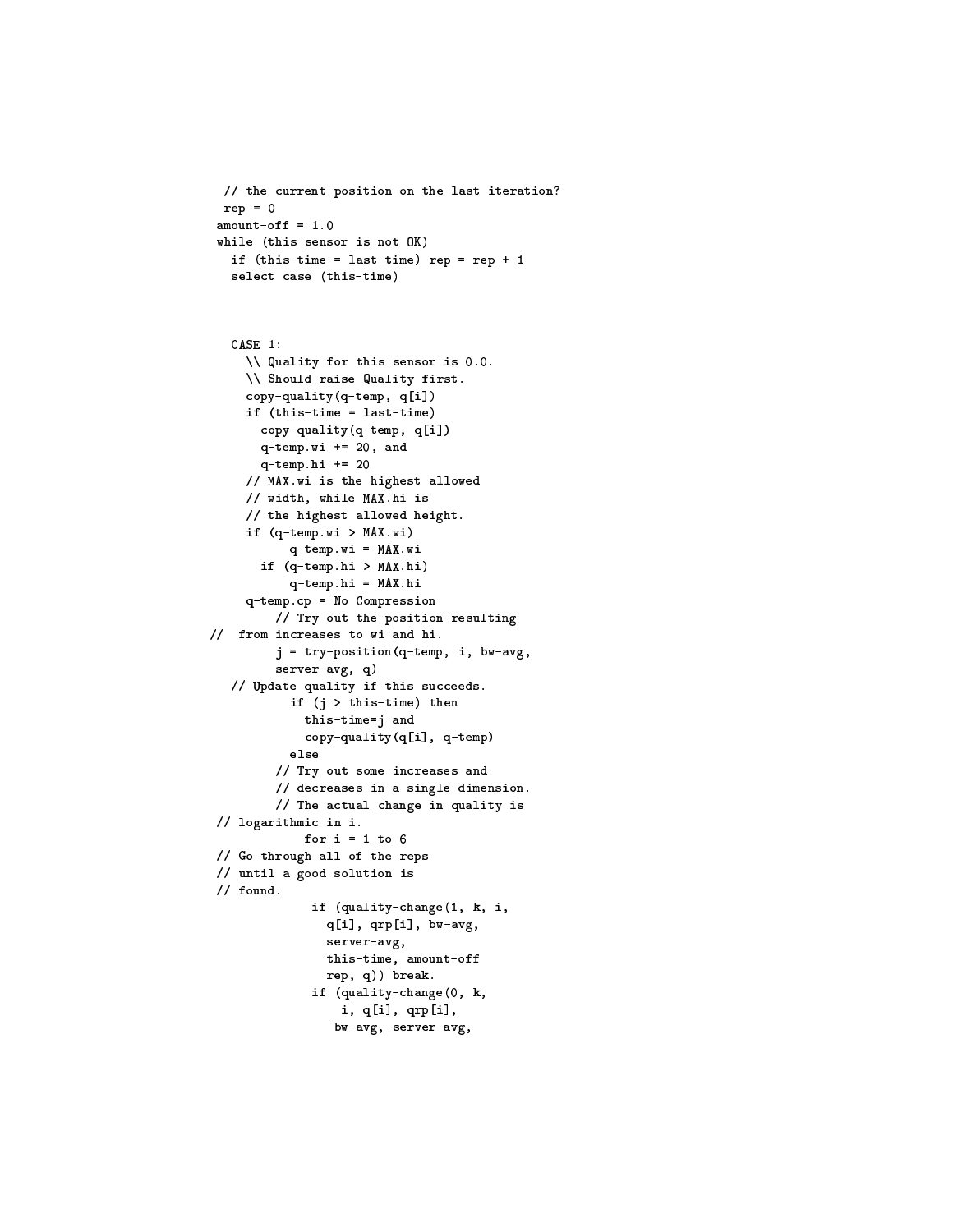```
  // the current position on the last iteration?
  rep = 0
 amount-off = 1.0
 while (this sensor is not OK)
   if (this-time = last-time) rep = rep + 1
   select case (this-time)



   CASE 1:
     \\ Quality for this sensor is 0.0.
     \\ Should raise Quality first.
     copy-quality(q-temp, q[i])
     if (this-time = last-time)
       copy-quality(q-temp, q[i])
       q-temp.wi += 20, and
       q-temp.hi += 20
     // MAX.wi is the highest allowed
     // width, while MAX.hi is
     // the highest allowed height.
     if (q-temp.wi > MAX.wi)
         q-temp.wi = MAX.wi
       if (q-temp.hi > MAX.hi)
         q-temp.hi = MAX.hi
     q-temp.cp = No Compression
       // Try out the position resulting
//  from increases to wi and hi.
       j = try-position(q-temp, i, bw-avg,
       server-avg, q)
   // Update quality if this succeeds.
         if (j > this-time) then
           this-time=j and
           copy-quality(q[i], q-temp)
         else
       // Try out some increases and
       // decreases in a single dimension.
       // The actual change in quality is
 // logarithmic in i.
           for i = 1 to 6
 // Go through all of the reps
 // until a good solution is
 // found.
            if (quality-change(1, k, i,
              q[i], qrp[i], bw-avg,
              server-avg,
              this-time, amount-off
              rep, q)) break.
            if (quality-change(0, k,
                i, q[i], qrp[i],
               bw-avg, server-avg,
```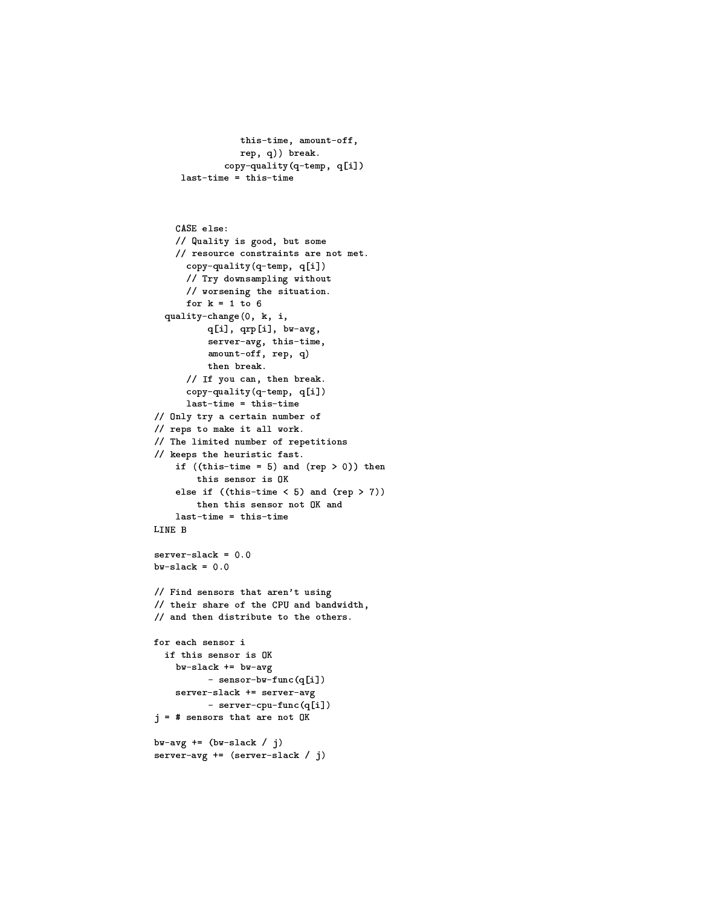```
                this-time, amount-off,
                rep, q)) break.
             copy-quality(q-temp, q[i])
     last-time = this-time



    CASE else:
    // Quality is good, but some
    // resource constraints are not met.
      copy-quality(q-temp, q[i])
      // Try downsampling without
      // worsening the situation.
      for k = 1 to 6
  quality-change(0, k, i,
          q[i], qrp[i], bw-avg,
          server-avg, this-time,
          amount-off, rep, q)
          then break.
      // If you can, then break.
      copy-quality(q-temp, q[i])
      last-time = this-time
// Only try a certain number of
// reps to make it all work.
// The limited number of repetitions
// keeps the heuristic fast.
    if ((this-time = 5) and (rep > 0)) then
        this sensor is OK
    else if ((this-time < 5) and (rep > 7))
        then this sensor not OK and
    last-time = this-time
LINE B

server-slack = 0.0
bw-slack = 0.0

// Find sensors that aren't using
// their share of the CPU and bandwidth,
// and then distribute to the others.

for each sensor i
  if this sensor is OK
    bw-slack += bw-avg
          - sensor-bw-func(q[i])
    server-slack += server-avg
          - server-cpu-func(q[i])
j = # sensors that are not OK

bw-avg += (bw-slack / j)
server-avg += (server-slack / j)
```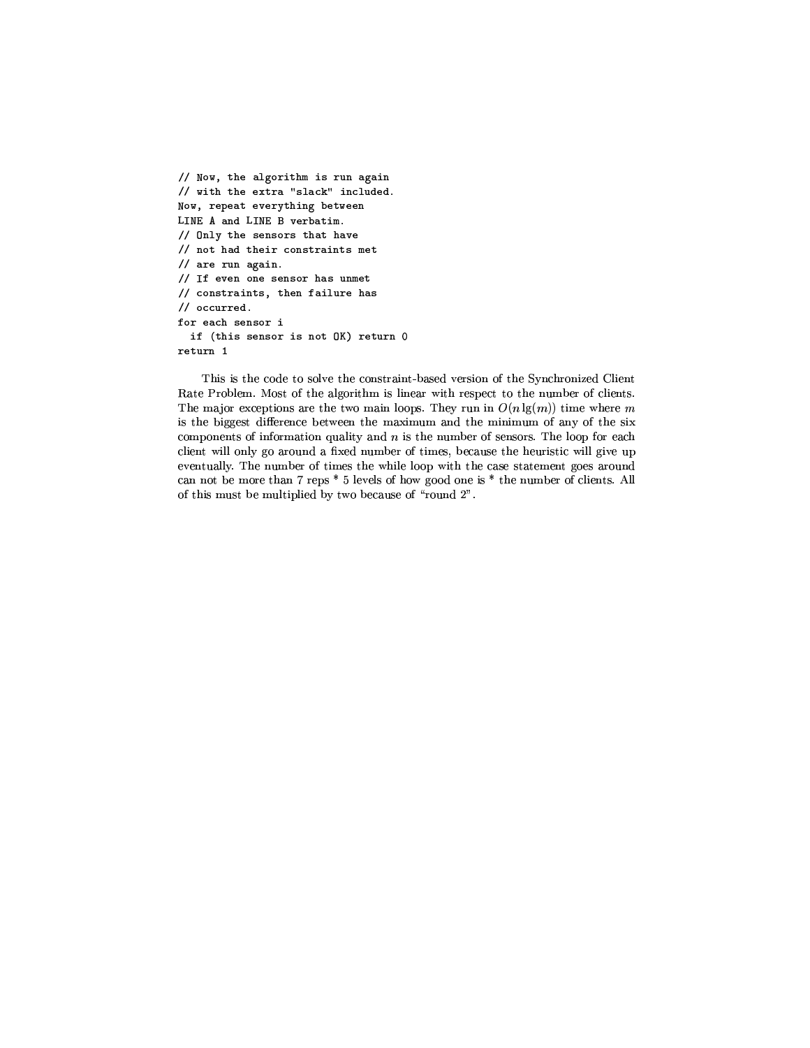```
// Now, the algorithm is run again
// with the extra "slack" included.
Now, repeat everything between
LINE A and LINE B verbatim.
// Only the sensors that have
// not had their constraints met
// are run again.
// If even one sensor has unmet
// constraints, then failure has
// occurred.
for each sensor i
  if (this sensor is not OK) return 0
return 1
```

This is the code to solve the constraint-based version of the Synchronized Client Rate Problem. Most of the algorithm is linear with respect to the number of clients. The major exceptions are the two main loops. They run in $O(n \lg(m))$ time where $m$ is the biggest difference between the maximum and the minimum of any of the six components of information quality and $n$ is the number of sensors. The loop for each client will only go around a fixed number of times, because the heuristic will give up eventually. The number of times the while loop with the case statement goes around can not be more than 7 reps * 5 levels of how good one is * the number of clients. All of this must be multiplied by two because of "round 2".